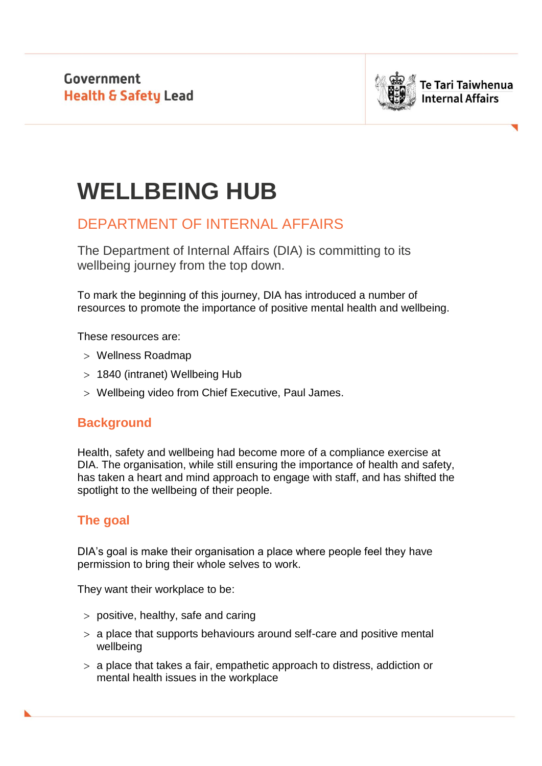Government
Health & Safety Lead

Te Tari Taiwhenua
Internal Affairs

# WELLBEING HUB

## DEPARTMENT OF INTERNAL AFFAIRS

The Department of Internal Affairs (DIA) is committing to its wellbeing journey from the top down.

To mark the beginning of this journey, DIA has introduced a number of resources to promote the importance of positive mental health and wellbeing.

These resources are:

- Wellness Roadmap
- 1840 (intranet) Wellbeing Hub
- Wellbeing video from Chief Executive, Paul James.

### Background

Health, safety and wellbeing had become more of a compliance exercise at DIA. The organisation, while still ensuring the importance of health and safety, has taken a heart and mind approach to engage with staff, and has shifted the spotlight to the wellbeing of their people.

### The goal

DIA's goal is make their organisation a place where people feel they have permission to bring their whole selves to work.

They want their workplace to be:

- positive, healthy, safe and caring
- a place that supports behaviours around self-care and positive mental wellbeing
- a place that takes a fair, empathetic approach to distress, addiction or mental health issues in the workplace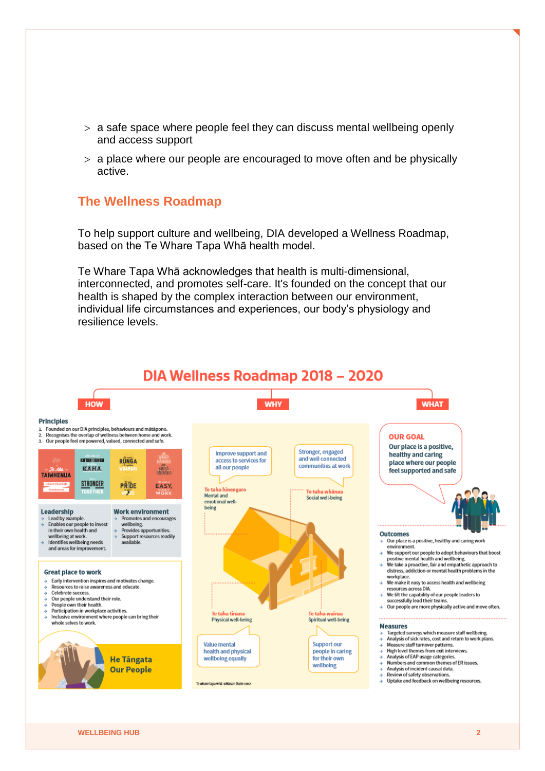> a safe space where people feel they can discuss mental wellbeing openly and access support

> a place where our people are encouraged to move often and be physically active.

## The Wellness Roadmap

To help support culture and wellbeing, DIA developed a Wellness Roadmap, based on the Te Whare Tapa Whā health model.

Te Whare Tapa Whā acknowledges that health is multi-dimensional, interconnected, and promotes self-care. It's founded on the concept that our health is shaped by the complex interaction between our environment, individual life circumstances and experiences, our body's physiology and resilience levels.

## DIA Wellness Roadmap 2018 – 2020

### HOW

**Principles**

1. Founded on our DIA principles, behaviours and mātāpono.
2. Recognises the overlap of wellness between home and work.
3. Our people feel empowered, valued, connected and safe.

**Leadership**

- Lead by example.
- Enables own people to invest in their own health and wellbeing at work.
- Identifies wellbeing needs and areas for improvement.

**Work environment**

- Promotes and encourages wellbeing.
- Provides opportunities.
- Support resources readily available.

**Great place to work**

- Early intervention inspires and motivates change.
- Resources to raise awareness and educate.
- Celebrate success.
- Our people understand their role.
- People own their health.
- Participation in workplace activities.
- Inclusive environment where people can bring their whole selves to work.

**He Tāngata Our People**

### WHY

- Improve support and access to services for all our people
- Stronger, engaged and well connected communities at work
- Te taha hinengaro – Mental and emotional well-being
- Te taha whānau – Social well-being
- Te taha tinana – Physical well-being
- Te taha wairua – Spiritual well-being
- Value mental health and physical wellbeing equally
- Support our people in caring for their own wellbeing

Te whare tapa whā ©Mason Durie 1982

### WHAT

**OUR GOAL**

Our place is a positive, healthy and caring place where our people feel supported and safe

**Outcomes**

- Our place is a positive, healthy and caring work environment.
- We support our people to adopt behaviours that boost positive mental health and wellbeing.
- We take a proactive, fair and empathetic approach to distress, addiction or mental health problems in the workplace.
- We make it easy to access health and wellbeing resources across DIA.
- We lift the capability of our people leaders to successfully lead their teams.
- Our people are more physically active and move more often.

**Measures**

- Targeted surveys which measure staff wellbeing.
- Analysis of sick rates, cost and return to work plans.
- Measure staff turnover patterns.
- High level themes from exit interviews.
- Analysis of EAP usage categories.
- Numbers and common themes of ER issues.
- Analysis of incident causal data.
- Review of safety observations.
- Uptake and feedback on wellbeing resources.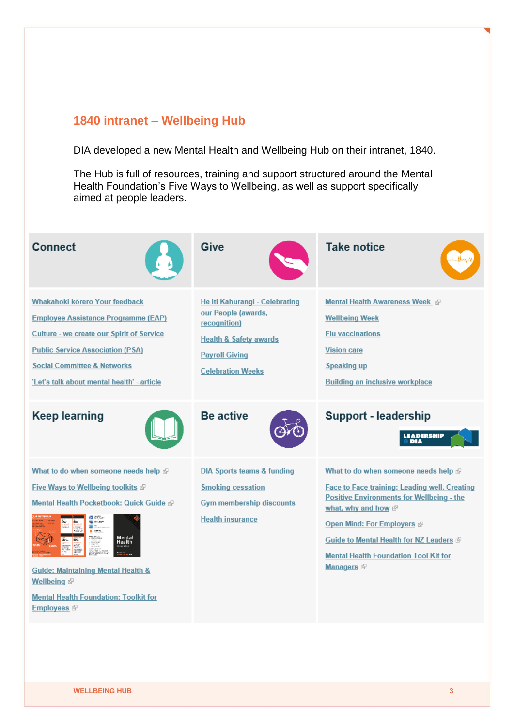## 1840 intranet – Wellbeing Hub

DIA developed a new Mental Health and Wellbeing Hub on their intranet, 1840.

The Hub is full of resources, training and support structured around the Mental Health Foundation's Five Ways to Wellbeing, as well as support specifically aimed at people leaders.

### Connect

- Whakahoki kōrero Your feedback
- Employee Assistance Programme (EAP)
- Culture - we create our Spirit of Service
- Public Service Association (PSA)
- Social Committee & Networks
- 'Let's talk about mental health' - article

### Give

- He Iti Kahurangi - Celebrating our People (awards, recognition)
- Health & Safety awards
- Payroll Giving
- Celebration Weeks

### Take notice

- Mental Health Awareness Week
- Wellbeing Week
- Flu vaccinations
- Vision care
- Speaking up
- Building an inclusive workplace

### Keep learning

- What to do when someone needs help
- Five Ways to Wellbeing toolkits
- Mental Health Pocketbook: Quick Guide
- Guide: Maintaining Mental Health & Wellbeing
- Mental Health Foundation: Toolkit for Employees

### Be active

- DIA Sports teams & funding
- Smoking cessation
- Gym membership discounts
- Health insurance

### Support - leadership

- What to do when someone needs help
- Face to Face training: Leading well, Creating Positive Environments for Wellbeing - the what, why and how
- Open Mind: For Employers
- Guide to Mental Health for NZ Leaders
- Mental Health Foundation Tool Kit for Managers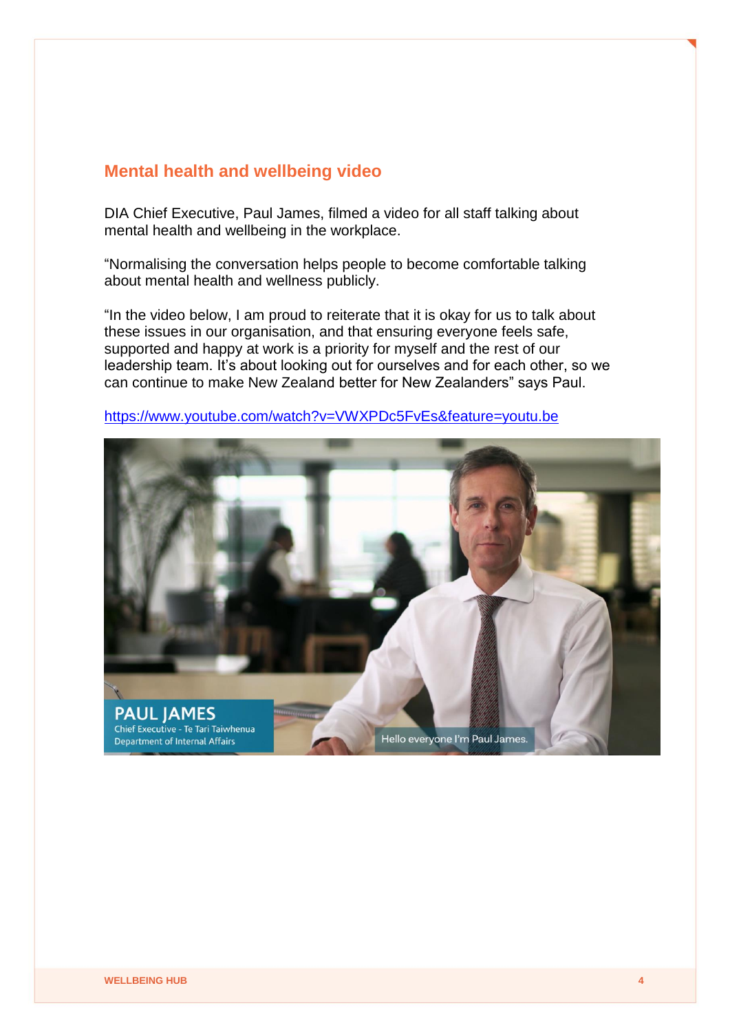## Mental health and wellbeing video

DIA Chief Executive, Paul James, filmed a video for all staff talking about mental health and wellbeing in the workplace.

“Normalising the conversation helps people to become comfortable talking about mental health and wellness publicly.

“In the video below, I am proud to reiterate that it is okay for us to talk about these issues in our organisation, and that ensuring everyone feels safe, supported and happy at work is a priority for myself and the rest of our leadership team. It’s about looking out for ourselves and for each other, so we can continue to make New Zealand better for New Zealanders” says Paul.

https://www.youtube.com/watch?v=VWXPDc5FvEs&feature=youtu.be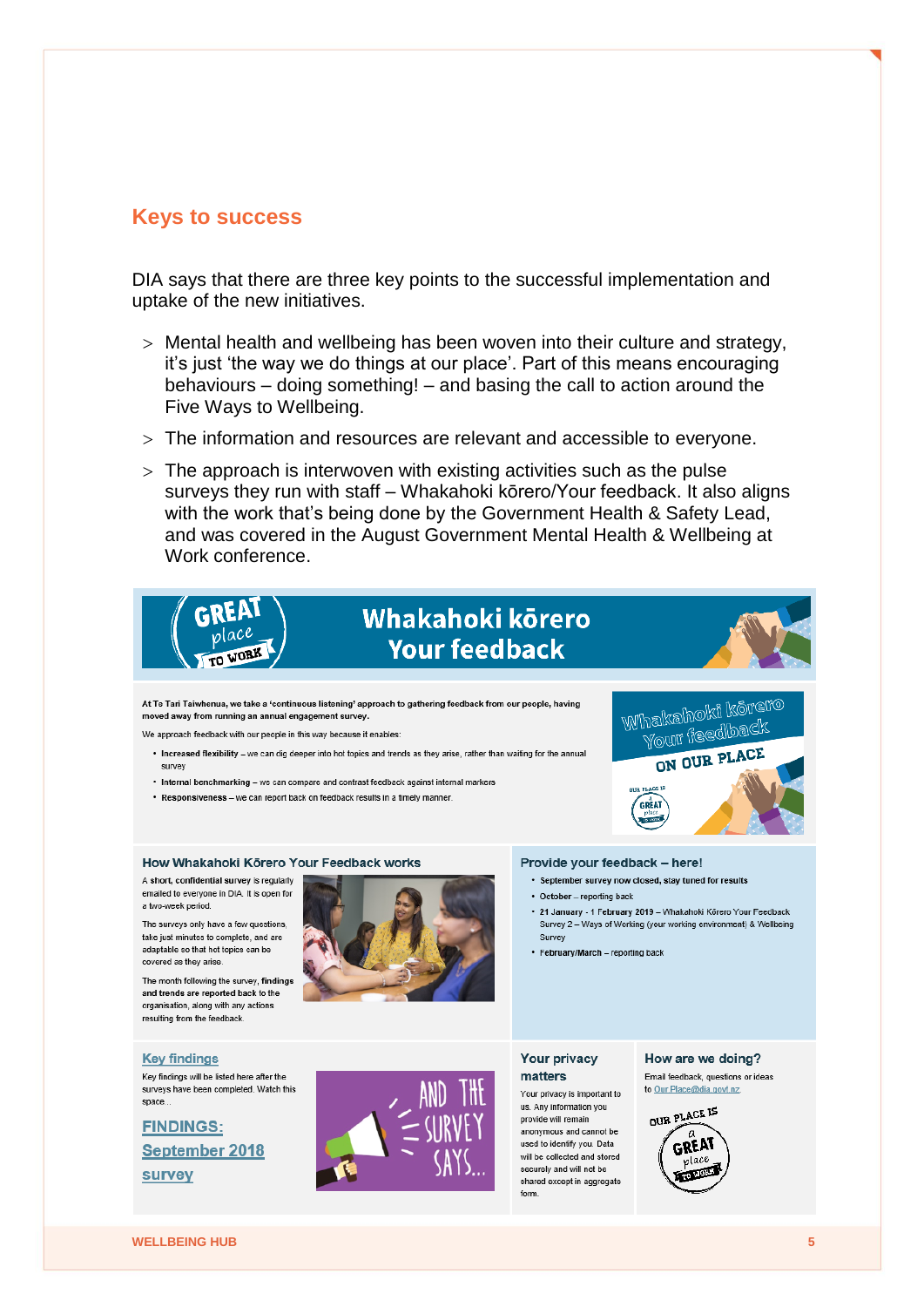## Keys to success

DIA says that there are three key points to the successful implementation and uptake of the new initiatives.

> Mental health and wellbeing has been woven into their culture and strategy, it's just 'the way we do things at our place'. Part of this means encouraging behaviours – doing something! – and basing the call to action around the Five Ways to Wellbeing.

> The information and resources are relevant and accessible to everyone.

> The approach is interwoven with existing activities such as the pulse surveys they run with staff – Whakahoki kōrero/Your feedback. It also aligns with the work that's being done by the Government Health & Safety Lead, and was covered in the August Government Mental Health & Wellbeing at Work conference.

### Whakahoki kōrero Your feedback

At Te Tari Taiwhenua, we take a 'continuous listening' approach to gathering feedback from our people, having moved away from running an annual engagement survey.

We approach feedback with our people in this way because it enables:

- **Increased flexibility** – we can dig deeper into hot topics and trends as they arise, rather than waiting for the annual survey
- **Internal benchmarking** – we can compare and contrast feedback against internal markers
- **Responsiveness** – we can report back on feedback results in a timely manner.

#### How Whakahoki Kōrero Your Feedback works

A **short, confidential survey** is regularly emailed to everyone in DIA. It is open for a two-week period.

The surveys only have a few questions, take just minutes to complete, and are adaptable so that hot topics can be covered as they arise.

The month following the survey, **findings and trends are reported back** to the organisation, along with any actions resulting from the feedback.

#### Provide your feedback – here!

- September survey now closed, stay tuned for results
- **October** – reporting back
- **21 January - 1 February 2019** – Whakahoki Kōrero Your Feedback Survey 2 – Ways of Working (your working environment) & Wellbeing Survey
- **February/March** – reporting back

#### Key findings

Key findings will be listed here after the surveys have been completed. Watch this space...

**FINDINGS: September 2018 survey**

#### Your privacy matters

Your privacy is important to us. Any information you provide will remain anonymous and cannot be used to identify you. Data will be collected and stored securely and will not be shared except in aggregate form.

#### How are we doing?

Email feedback, questions or ideas to Our.Place@dia.govt.nz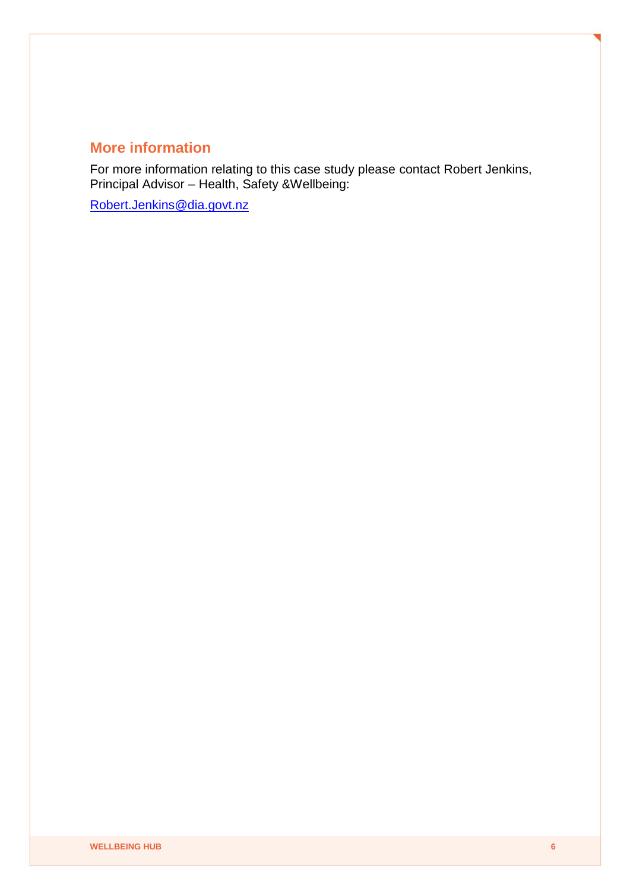## More information

For more information relating to this case study please contact Robert Jenkins, Principal Advisor – Health, Safety &Wellbeing:

Robert.Jenkins@dia.govt.nz